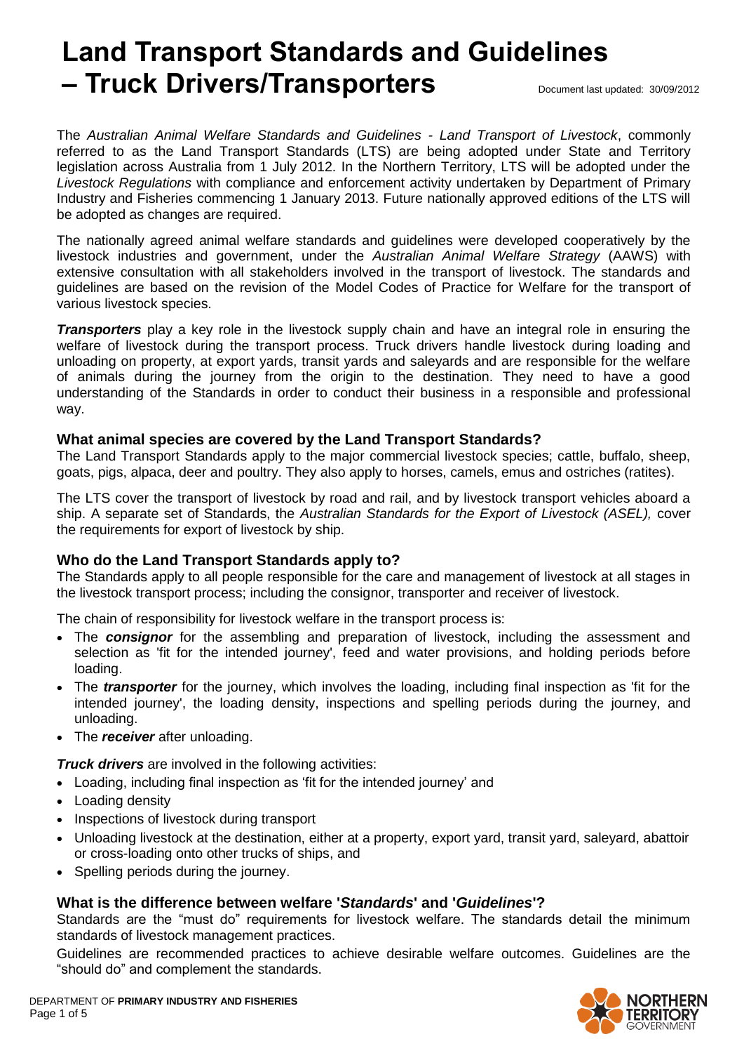# Land Transport Standards and Guidelines – Truck Drivers/Transporters

Document last updated: 30/09/2012

The *Australian Animal Welfare Standards and Guidelines - Land Transport of Livestock*, commonly referred to as the Land Transport Standards (LTS) are being adopted under State and Territory legislation across Australia from 1 July 2012. In the Northern Territory, LTS will be adopted under the *Livestock Regulations* with compliance and enforcement activity undertaken by Department of Primary Industry and Fisheries commencing 1 January 2013. Future nationally approved editions of the LTS will be adopted as changes are required.

The nationally agreed animal welfare standards and guidelines were developed cooperatively by the livestock industries and government, under the *Australian Animal Welfare Strategy* (AAWS) with extensive consultation with all stakeholders involved in the transport of livestock. The standards and guidelines are based on the revision of the Model Codes of Practice for Welfare for the transport of various livestock species.

***Transporters*** play a key role in the livestock supply chain and have an integral role in ensuring the welfare of livestock during the transport process. Truck drivers handle livestock during loading and unloading on property, at export yards, transit yards and saleyards and are responsible for the welfare of animals during the journey from the origin to the destination. They need to have a good understanding of the Standards in order to conduct their business in a responsible and professional way.

### What animal species are covered by the Land Transport Standards?

The Land Transport Standards apply to the major commercial livestock species; cattle, buffalo, sheep, goats, pigs, alpaca, deer and poultry. They also apply to horses, camels, emus and ostriches (ratites).

The LTS cover the transport of livestock by road and rail, and by livestock transport vehicles aboard a ship. A separate set of Standards, the *Australian Standards for the Export of Livestock (ASEL),* cover the requirements for export of livestock by ship.

### Who do the Land Transport Standards apply to?

The Standards apply to all people responsible for the care and management of livestock at all stages in the livestock transport process; including the consignor, transporter and receiver of livestock.

The chain of responsibility for livestock welfare in the transport process is:

- The ***consignor*** for the assembling and preparation of livestock, including the assessment and selection as 'fit for the intended journey', feed and water provisions, and holding periods before loading.
- The ***transporter*** for the journey, which involves the loading, including final inspection as 'fit for the intended journey', the loading density, inspections and spelling periods during the journey, and unloading.
- The ***receiver*** after unloading.

***Truck drivers*** are involved in the following activities:

- Loading, including final inspection as 'fit for the intended journey' and
- Loading density
- Inspections of livestock during transport
- Unloading livestock at the destination, either at a property, export yard, transit yard, saleyard, abattoir or cross-loading onto other trucks of ships, and
- Spelling periods during the journey.

### What is the difference between welfare '*Standards*' and '*Guidelines*'?

Standards are the "must do" requirements for livestock welfare. The standards detail the minimum standards of livestock management practices.

Guidelines are recommended practices to achieve desirable welfare outcomes. Guidelines are the "should do" and complement the standards.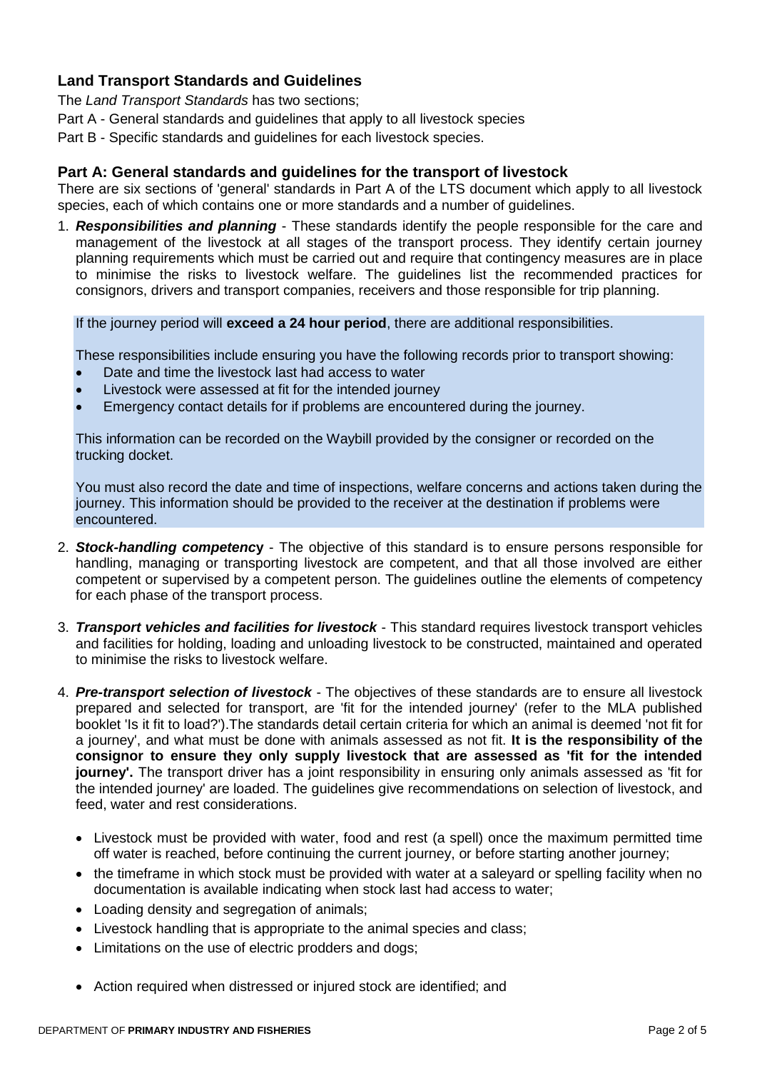## Land Transport Standards and Guidelines

The *Land Transport Standards* has two sections;

Part A - General standards and guidelines that apply to all livestock species

Part B - Specific standards and guidelines for each livestock species.

### Part A: General standards and guidelines for the transport of livestock

There are six sections of 'general' standards in Part A of the LTS document which apply to all livestock species, each of which contains one or more standards and a number of guidelines.

1. ***Responsibilities and planning*** - These standards identify the people responsible for the care and management of the livestock at all stages of the transport process. They identify certain journey planning requirements which must be carried out and require that contingency measures are in place to minimise the risks to livestock welfare. The guidelines list the recommended practices for consignors, drivers and transport companies, receivers and those responsible for trip planning.

   If the journey period will **exceed a 24 hour period**, there are additional responsibilities.

   These responsibilities include ensuring you have the following records prior to transport showing:

   - Date and time the livestock last had access to water
   - Livestock were assessed at fit for the intended journey
   - Emergency contact details for if problems are encountered during the journey.

   This information can be recorded on the Waybill provided by the consigner or recorded on the trucking docket.

   You must also record the date and time of inspections, welfare concerns and actions taken during the journey. This information should be provided to the receiver at the destination if problems were encountered.

2. ***Stock-handling competency*** - The objective of this standard is to ensure persons responsible for handling, managing or transporting livestock are competent, and that all those involved are either competent or supervised by a competent person. The guidelines outline the elements of competency for each phase of the transport process.

3. ***Transport vehicles and facilities for livestock*** - This standard requires livestock transport vehicles and facilities for holding, loading and unloading livestock to be constructed, maintained and operated to minimise the risks to livestock welfare.

4. ***Pre-transport selection of livestock*** - The objectives of these standards are to ensure all livestock prepared and selected for transport, are 'fit for the intended journey' (refer to the MLA published booklet 'Is it fit to load?').The standards detail certain criteria for which an animal is deemed 'not fit for a journey', and what must be done with animals assessed as not fit. **It is the responsibility of the consignor to ensure they only supply livestock that are assessed as 'fit for the intended journey'.** The transport driver has a joint responsibility in ensuring only animals assessed as 'fit for the intended journey' are loaded. The guidelines give recommendations on selection of livestock, and feed, water and rest considerations.

   - Livestock must be provided with water, food and rest (a spell) once the maximum permitted time off water is reached, before continuing the current journey, or before starting another journey;
   - the timeframe in which stock must be provided with water at a saleyard or spelling facility when no documentation is available indicating when stock last had access to water;
   - Loading density and segregation of animals;
   - Livestock handling that is appropriate to the animal species and class;
   - Limitations on the use of electric prodders and dogs;
   - Action required when distressed or injured stock are identified; and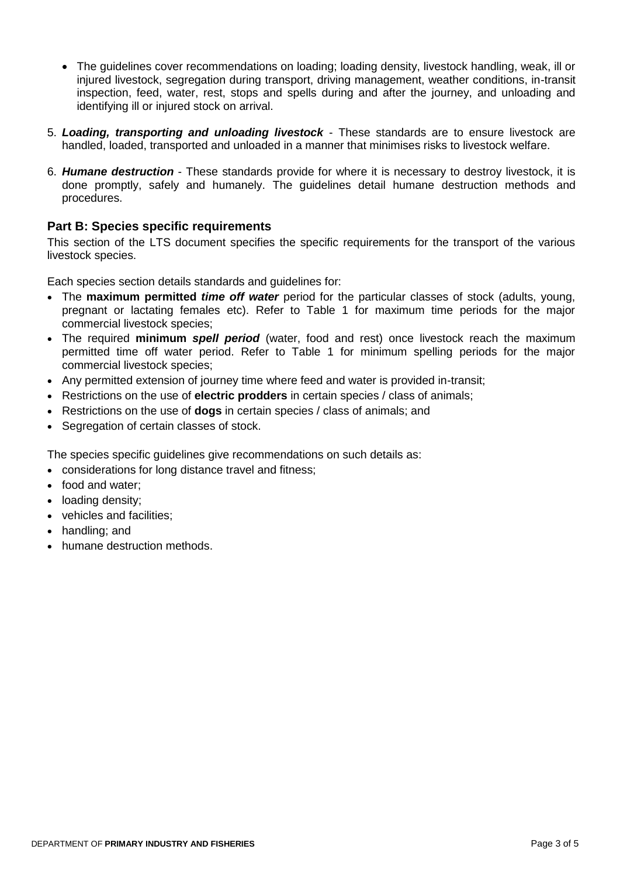- The guidelines cover recommendations on loading; loading density, livestock handling, weak, ill or injured livestock, segregation during transport, driving management, weather conditions, in-transit inspection, feed, water, rest, stops and spells during and after the journey, and unloading and identifying ill or injured stock on arrival.

5. ***Loading, transporting and unloading livestock*** - These standards are to ensure livestock are handled, loaded, transported and unloaded in a manner that minimises risks to livestock welfare.

6. ***Humane destruction*** - These standards provide for where it is necessary to destroy livestock, it is done promptly, safely and humanely. The guidelines detail humane destruction methods and procedures.

## Part B: Species specific requirements

This section of the LTS document specifies the specific requirements for the transport of the various livestock species.

Each species section details standards and guidelines for:

- The **maximum permitted *time off water*** period for the particular classes of stock (adults, young, pregnant or lactating females etc). Refer to Table 1 for maximum time periods for the major commercial livestock species;
- The required **minimum *spell period*** (water, food and rest) once livestock reach the maximum permitted time off water period. Refer to Table 1 for minimum spelling periods for the major commercial livestock species;
- Any permitted extension of journey time where feed and water is provided in-transit;
- Restrictions on the use of **electric prodders** in certain species / class of animals;
- Restrictions on the use of **dogs** in certain species / class of animals; and
- Segregation of certain classes of stock.

The species specific guidelines give recommendations on such details as:

- considerations for long distance travel and fitness;
- food and water;
- loading density;
- vehicles and facilities;
- handling; and
- humane destruction methods.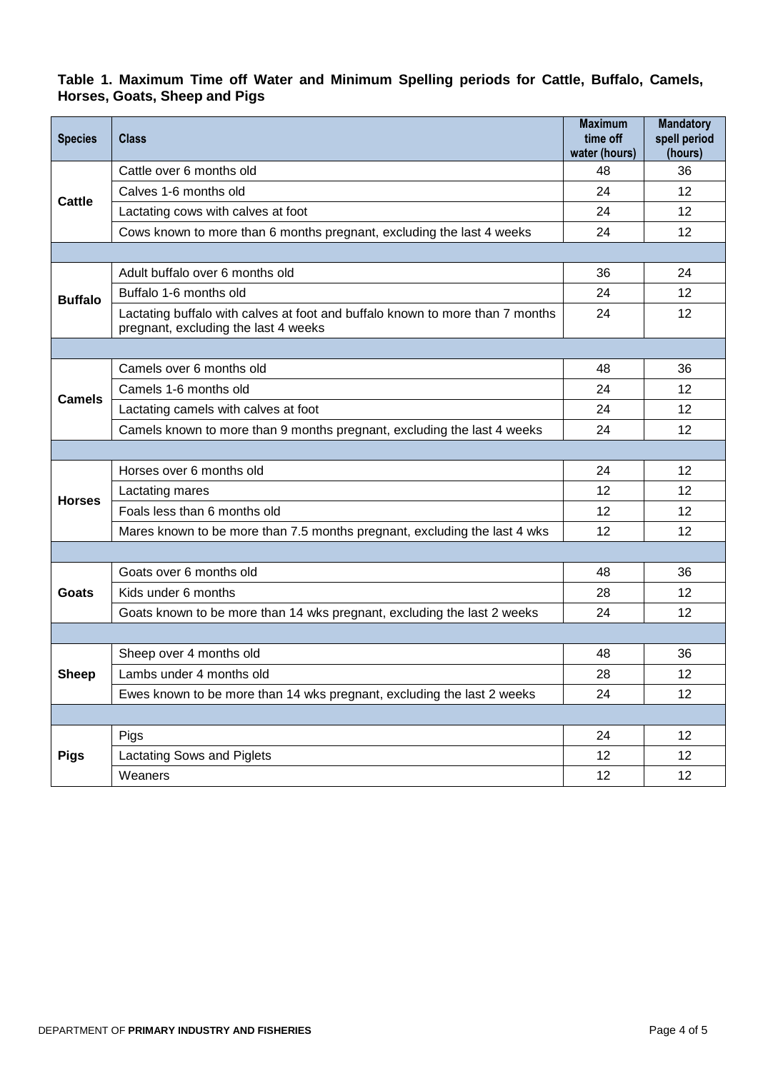**Table 1. Maximum Time off Water and Minimum Spelling periods for Cattle, Buffalo, Camels, Horses, Goats, Sheep and Pigs**

| Species | Class | Maximum time off water (hours) | Mandatory spell period (hours) |
|---|---|---|---|
| **Cattle** | Cattle over 6 months old | 48 | 36 |
| | Calves 1-6 months old | 24 | 12 |
| | Lactating cows with calves at foot | 24 | 12 |
| | Cows known to more than 6 months pregnant, excluding the last 4 weeks | 24 | 12 |
| | | | |
| **Buffalo** | Adult buffalo over 6 months old | 36 | 24 |
| | Buffalo 1-6 months old | 24 | 12 |
| | Lactating buffalo with calves at foot and buffalo known to more than 7 months pregnant, excluding the last 4 weeks | 24 | 12 |
| | | | |
| **Camels** | Camels over 6 months old | 48 | 36 |
| | Camels 1-6 months old | 24 | 12 |
| | Lactating camels with calves at foot | 24 | 12 |
| | Camels known to more than 9 months pregnant, excluding the last 4 weeks | 24 | 12 |
| | | | |
| **Horses** | Horses over 6 months old | 24 | 12 |
| | Lactating mares | 12 | 12 |
| | Foals less than 6 months old | 12 | 12 |
| | Mares known to be more than 7.5 months pregnant, excluding the last 4 wks | 12 | 12 |
| | | | |
| **Goats** | Goats over 6 months old | 48 | 36 |
| | Kids under 6 months | 28 | 12 |
| | Goats known to be more than 14 wks pregnant, excluding the last 2 weeks | 24 | 12 |
| | | | |
| **Sheep** | Sheep over 4 months old | 48 | 36 |
| | Lambs under 4 months old | 28 | 12 |
| | Ewes known to be more than 14 wks pregnant, excluding the last 2 weeks | 24 | 12 |
| | | | |
| **Pigs** | Pigs | 24 | 12 |
| | Lactating Sows and Piglets | 12 | 12 |
| | Weaners | 12 | 12 |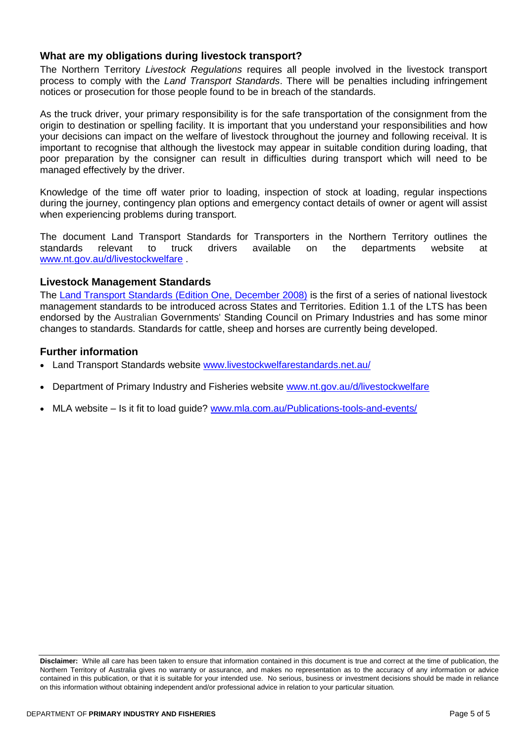## What are my obligations during livestock transport?

The Northern Territory *Livestock Regulations* requires all people involved in the livestock transport process to comply with the *Land Transport Standards*. There will be penalties including infringement notices or prosecution for those people found to be in breach of the standards.

As the truck driver, your primary responsibility is for the safe transportation of the consignment from the origin to destination or spelling facility. It is important that you understand your responsibilities and how your decisions can impact on the welfare of livestock throughout the journey and following receival. It is important to recognise that although the livestock may appear in suitable condition during loading, that poor preparation by the consigner can result in difficulties during transport which will need to be managed effectively by the driver.

Knowledge of the time off water prior to loading, inspection of stock at loading, regular inspections during the journey, contingency plan options and emergency contact details of owner or agent will assist when experiencing problems during transport.

The document Land Transport Standards for Transporters in the Northern Territory outlines the standards relevant to truck drivers available on the departments website at www.nt.gov.au/d/livestockwelfare .

## Livestock Management Standards

The Land Transport Standards (Edition One, December 2008) is the first of a series of national livestock management standards to be introduced across States and Territories. Edition 1.1 of the LTS has been endorsed by the Australian Governments' Standing Council on Primary Industries and has some minor changes to standards. Standards for cattle, sheep and horses are currently being developed.

## Further information

- Land Transport Standards website www.livestockwelfarestandards.net.au/
- Department of Primary Industry and Fisheries website www.nt.gov.au/d/livestockwelfare
- MLA website – Is it fit to load guide? www.mla.com.au/Publications-tools-and-events/

**Disclaimer:** While all care has been taken to ensure that information contained in this document is true and correct at the time of publication, the Northern Territory of Australia gives no warranty or assurance, and makes no representation as to the accuracy of any information or advice contained in this publication, or that it is suitable for your intended use. No serious, business or investment decisions should be made in reliance on this information without obtaining independent and/or professional advice in relation to your particular situation.